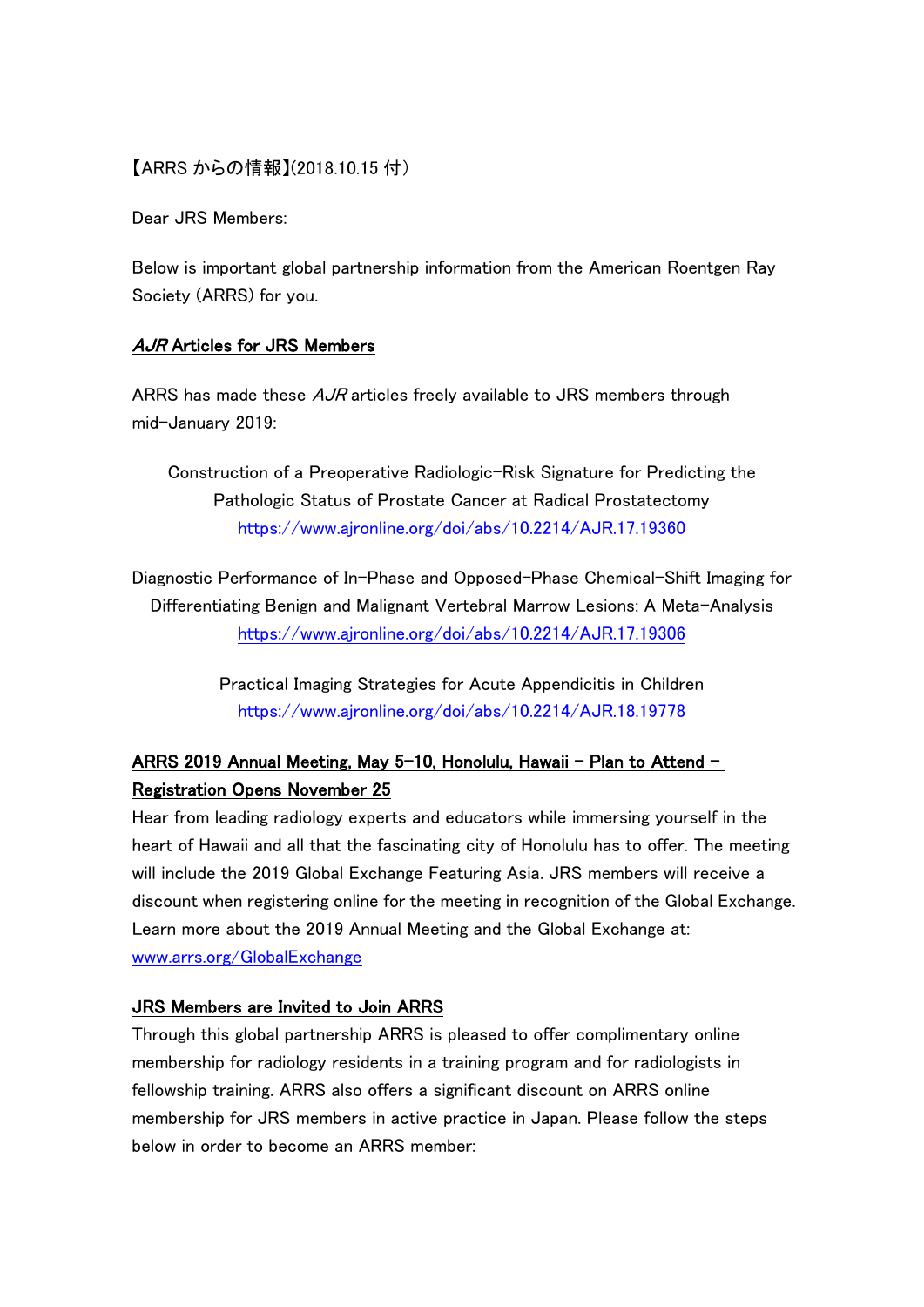【ARRS からの情報】(2018.10.15 付）

Dear JRS Members:

Below is important global partnership information from the American Roentgen Ray Society (ARRS) for you.

## *AJR* Articles for JRS Members

ARRS has made these *AJR* articles freely available to JRS members through mid-January 2019:

Construction of a Preoperative Radiologic-Risk Signature for Predicting the Pathologic Status of Prostate Cancer at Radical Prostatectomy
https://www.ajronline.org/doi/abs/10.2214/AJR.17.19360

Diagnostic Performance of In-Phase and Opposed-Phase Chemical-Shift Imaging for Differentiating Benign and Malignant Vertebral Marrow Lesions: A Meta-Analysis
https://www.ajronline.org/doi/abs/10.2214/AJR.17.19306

Practical Imaging Strategies for Acute Appendicitis in Children
https://www.ajronline.org/doi/abs/10.2214/AJR.18.19778

## ARRS 2019 Annual Meeting, May 5-10, Honolulu, Hawaii – Plan to Attend – Registration Opens November 25

Hear from leading radiology experts and educators while immersing yourself in the heart of Hawaii and all that the fascinating city of Honolulu has to offer. The meeting will include the 2019 Global Exchange Featuring Asia. JRS members will receive a discount when registering online for the meeting in recognition of the Global Exchange. Learn more about the 2019 Annual Meeting and the Global Exchange at: www.arrs.org/GlobalExchange

## JRS Members are Invited to Join ARRS

Through this global partnership ARRS is pleased to offer complimentary online membership for radiology residents in a training program and for radiologists in fellowship training. ARRS also offers a significant discount on ARRS online membership for JRS members in active practice in Japan. Please follow the steps below in order to become an ARRS member: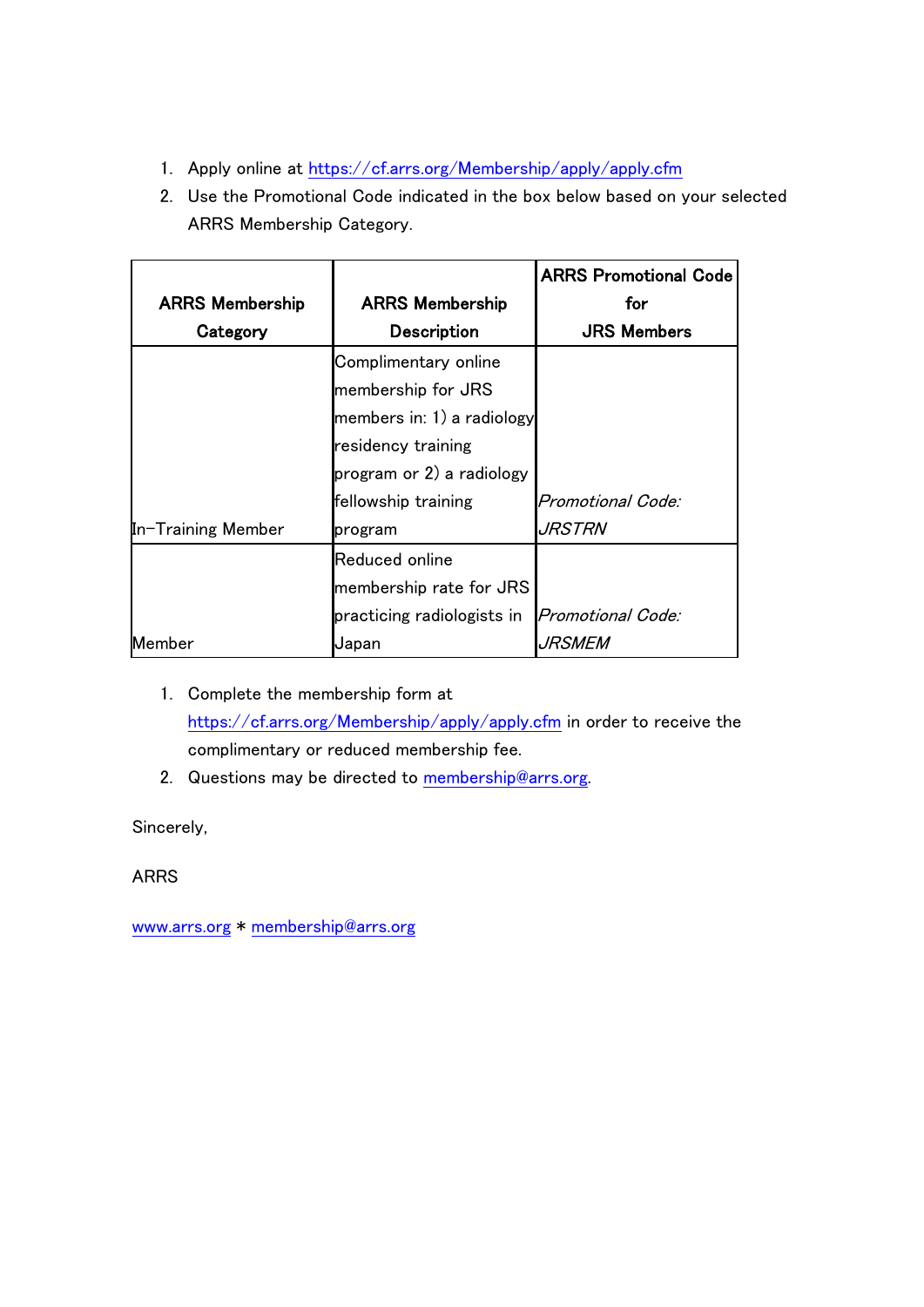1. Apply online at https://cf.arrs.org/Membership/apply/apply.cfm
2. Use the Promotional Code indicated in the box below based on your selected ARRS Membership Category.

| **ARRS Membership Category** | **ARRS Membership Description** | **ARRS Promotional Code for JRS Members** |
|---|---|---|
| In-Training Member | Complimentary online membership for JRS members in: 1) a radiology residency training program or 2) a radiology fellowship training program | *Promotional Code: JRSTRN* |
| Member | Reduced online membership rate for JRS practicing radiologists in Japan | *Promotional Code: JRSMEM* |

1. Complete the membership form at https://cf.arrs.org/Membership/apply/apply.cfm in order to receive the complimentary or reduced membership fee.
2. Questions may be directed to membership@arrs.org.

Sincerely,

ARRS

www.arrs.org * membership@arrs.org